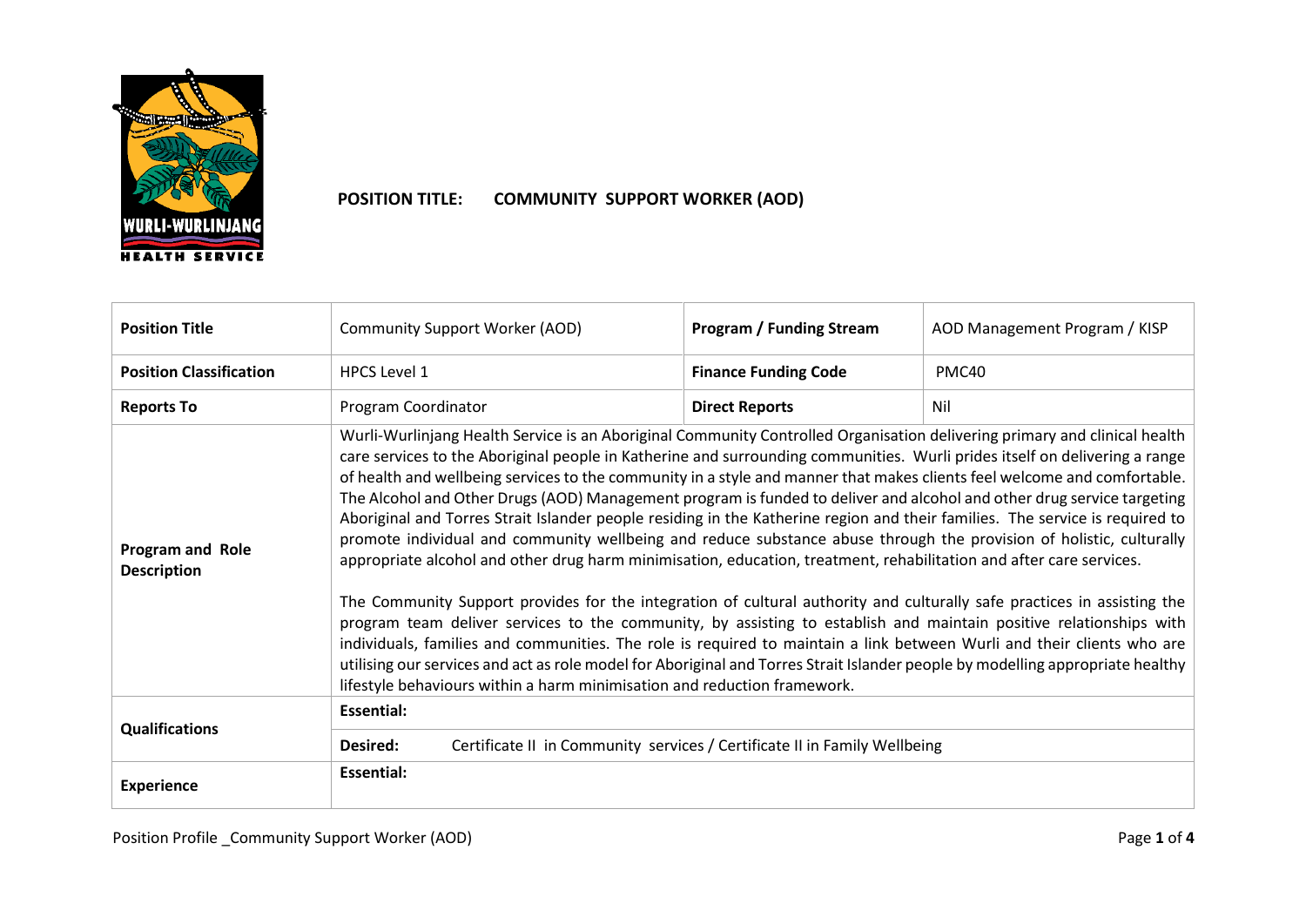**POSITION TITLE: COMMUNITY SUPPORT WORKER (AOD)**

| **Position Title** | Community Support Worker (AOD) | **Program / Funding Stream** | AOD Management Program / KISP |
|---|---|---|---|
| **Position Classification** | HPCS Level 1 | **Finance Funding Code** | PMC40 |
| **Reports To** | Program Coordinator | **Direct Reports** | Nil |
| **Program and Role Description** | Wurli-Wurlinjang Health Service is an Aboriginal Community Controlled Organisation delivering primary and clinical health care services to the Aboriginal people in Katherine and surrounding communities. Wurli prides itself on delivering a range of health and wellbeing services to the community in a style and manner that makes clients feel welcome and comfortable. The Alcohol and Other Drugs (AOD) Management program is funded to deliver and alcohol and other drug service targeting Aboriginal and Torres Strait Islander people residing in the Katherine region and their families. The service is required to promote individual and community wellbeing and reduce substance abuse through the provision of holistic, culturally appropriate alcohol and other drug harm minimisation, education, treatment, rehabilitation and after care services.<br><br>The Community Support provides for the integration of cultural authority and culturally safe practices in assisting the program team deliver services to the community, by assisting to establish and maintain positive relationships with individuals, families and communities. The role is required to maintain a link between Wurli and their clients who are utilising our services and act as role model for Aboriginal and Torres Strait Islander people by modelling appropriate healthy lifestyle behaviours within a harm minimisation and reduction framework. | | |
| **Qualifications** | **Essential:** | | |
| | **Desired:** Certificate II in Community services / Certificate II in Family Wellbeing | | |
| **Experience** | **Essential:** | | |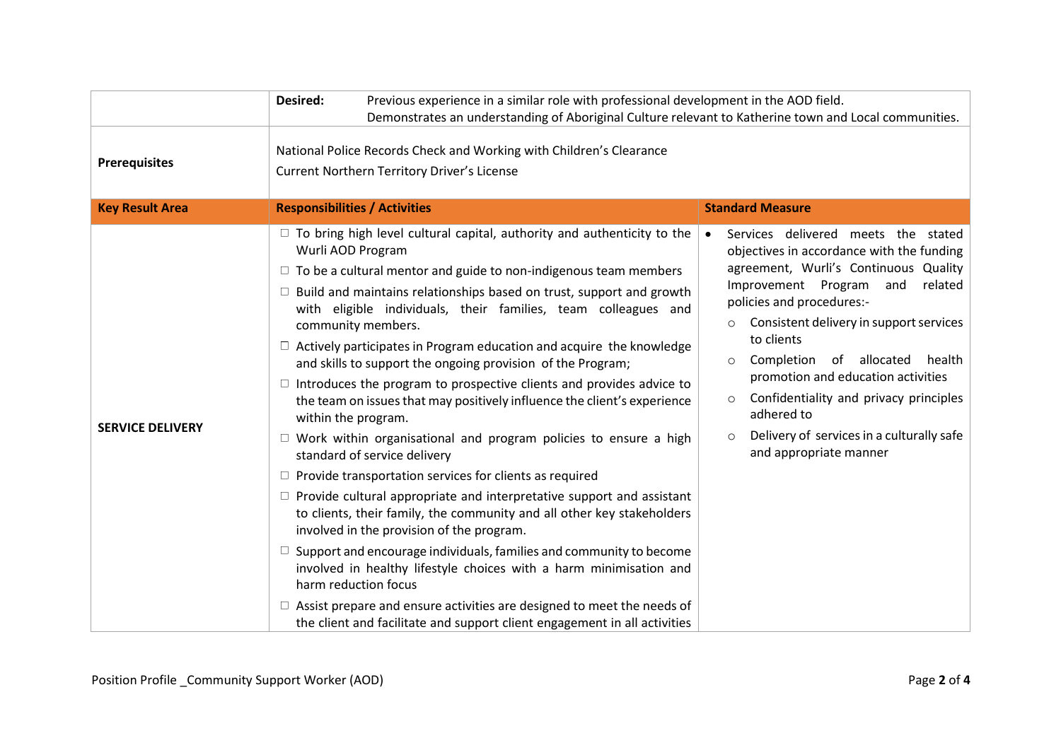| | | |
|---|---|---|
| | **Desired:** Previous experience in a similar role with professional development in the AOD field.<br>Demonstrates an understanding of Aboriginal Culture relevant to Katherine town and Local communities. | |
| **Prerequisites** | National Police Records Check and Working with Children's Clearance<br>Current Northern Territory Driver's License | |
| **Key Result Area** | **Responsibilities / Activities** | **Standard Measure** |
| **SERVICE DELIVERY** | ☐ To bring high level cultural capital, authority and authenticity to the Wurli AOD Program<br>☐ To be a cultural mentor and guide to non-indigenous team members<br>☐ Build and maintains relationships based on trust, support and growth with eligible individuals, their families, team colleagues and community members.<br>☐ Actively participates in Program education and acquire the knowledge and skills to support the ongoing provision of the Program;<br>☐ Introduces the program to prospective clients and provides advice to the team on issues that may positively influence the client's experience within the program.<br>☐ Work within organisational and program policies to ensure a high standard of service delivery<br>☐ Provide transportation services for clients as required<br>☐ Provide cultural appropriate and interpretative support and assistant to clients, their family, the community and all other key stakeholders involved in the provision of the program.<br>☐ Support and encourage individuals, families and community to become involved in healthy lifestyle choices with a harm minimisation and harm reduction focus<br>☐ Assist prepare and ensure activities are designed to meet the needs of the client and facilitate and support client engagement in all activities | • Services delivered meets the stated objectives in accordance with the funding agreement, Wurli's Continuous Quality Improvement Program and related policies and procedures:-<br>○ Consistent delivery in support services to clients<br>○ Completion of allocated health promotion and education activities<br>○ Confidentiality and privacy principles adhered to<br>○ Delivery of services in a culturally safe and appropriate manner |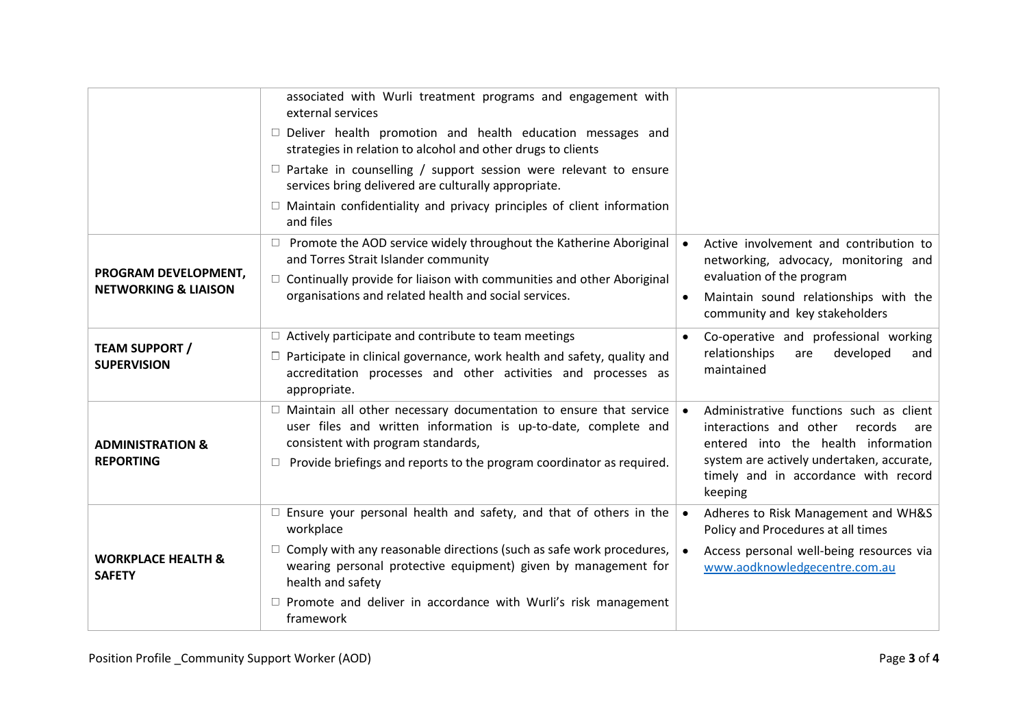| | | |
|---|---|---|
| | associated with Wurli treatment programs and engagement with external services<br>☐ Deliver health promotion and health education messages and strategies in relation to alcohol and other drugs to clients<br>☐ Partake in counselling / support session were relevant to ensure services bring delivered are culturally appropriate.<br>☐ Maintain confidentiality and privacy principles of client information and files | |
| **PROGRAM DEVELOPMENT, NETWORKING & LIAISON** | ☐ Promote the AOD service widely throughout the Katherine Aboriginal and Torres Strait Islander community<br>☐ Continually provide for liaison with communities and other Aboriginal organisations and related health and social services. | • Active involvement and contribution to networking, advocacy, monitoring and evaluation of the program<br>• Maintain sound relationships with the community and key stakeholders |
| **TEAM SUPPORT / SUPERVISION** | ☐ Actively participate and contribute to team meetings<br>☐ Participate in clinical governance, work health and safety, quality and accreditation processes and other activities and processes as appropriate. | • Co-operative and professional working relationships are developed and maintained |
| **ADMINISTRATION & REPORTING** | ☐ Maintain all other necessary documentation to ensure that service user files and written information is up-to-date, complete and consistent with program standards,<br>☐ Provide briefings and reports to the program coordinator as required. | • Administrative functions such as client interactions and other records are entered into the health information system are actively undertaken, accurate, timely and in accordance with record keeping |
| **WORKPLACE HEALTH & SAFETY** | ☐ Ensure your personal health and safety, and that of others in the workplace<br>☐ Comply with any reasonable directions (such as safe work procedures, wearing personal protective equipment) given by management for health and safety<br>☐ Promote and deliver in accordance with Wurli's risk management framework | • Adheres to Risk Management and WH&S Policy and Procedures at all times<br>• Access personal well-being resources via [www.aodknowledgecentre.com.au](http://www.aodknowledgecentre.com.au) |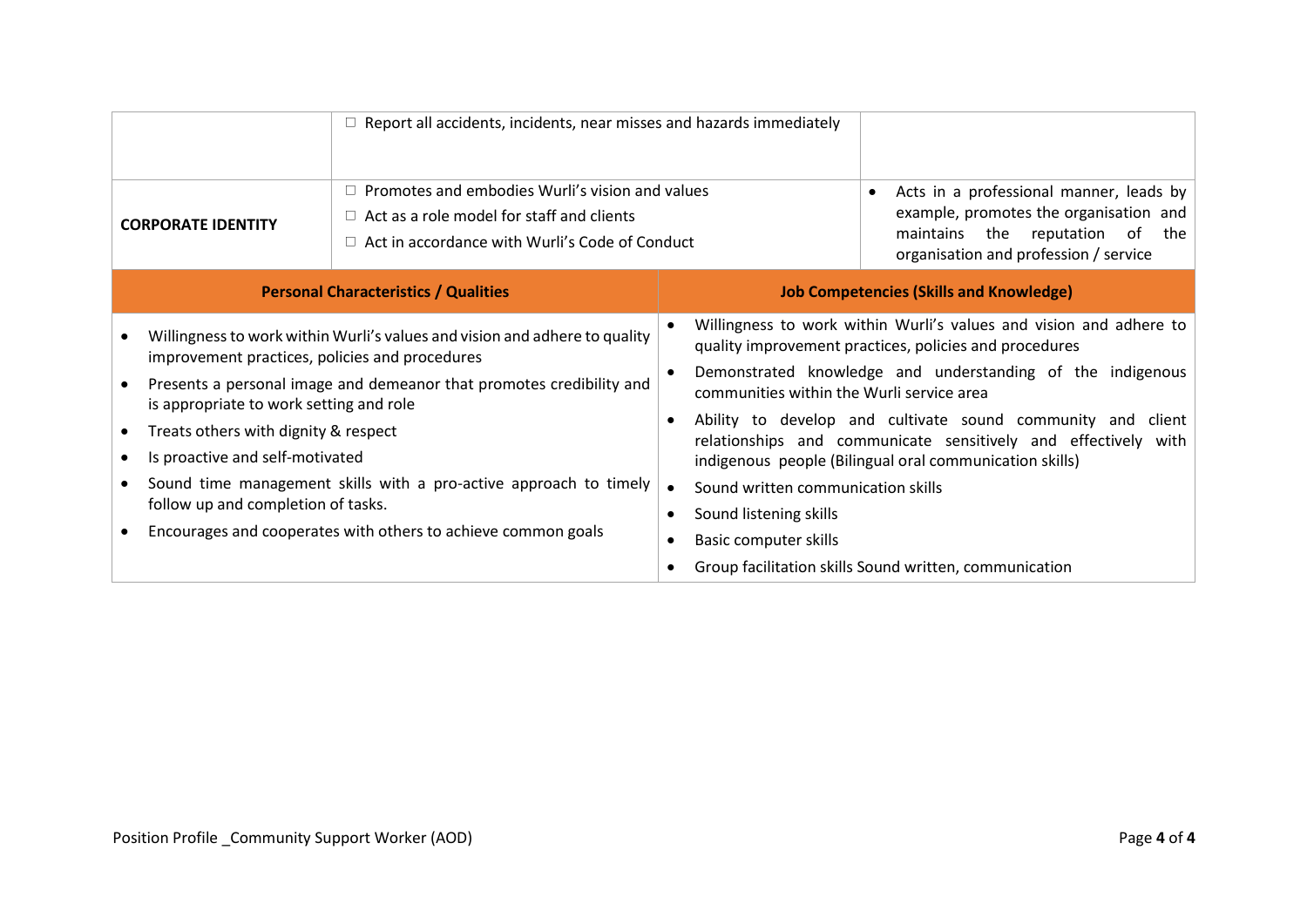| | | |
|---|---|---|
| | ☐ Report all accidents, incidents, near misses and hazards immediately | |
| **CORPORATE IDENTITY** | ☐ Promotes and embodies Wurli's vision and values<br>☐ Act as a role model for staff and clients<br>☐ Act in accordance with Wurli's Code of Conduct | • Acts in a professional manner, leads by example, promotes the organisation and maintains the reputation of the organisation and profession / service |

| **Personal Characteristics / Qualities** | **Job Competencies (Skills and Knowledge)** |
|---|---|
| • Willingness to work within Wurli's values and vision and adhere to quality improvement practices, policies and procedures<br>• Presents a personal image and demeanor that promotes credibility and is appropriate to work setting and role<br>• Treats others with dignity & respect<br>• Is proactive and self-motivated<br>• Sound time management skills with a pro-active approach to timely follow up and completion of tasks.<br>• Encourages and cooperates with others to achieve common goals | • Willingness to work within Wurli's values and vision and adhere to quality improvement practices, policies and procedures<br>• Demonstrated knowledge and understanding of the indigenous communities within the Wurli service area<br>• Ability to develop and cultivate sound community and client relationships and communicate sensitively and effectively with indigenous people (Bilingual oral communication skills)<br>• Sound written communication skills<br>• Sound listening skills<br>• Basic computer skills<br>• Group facilitation skills Sound written, communication |